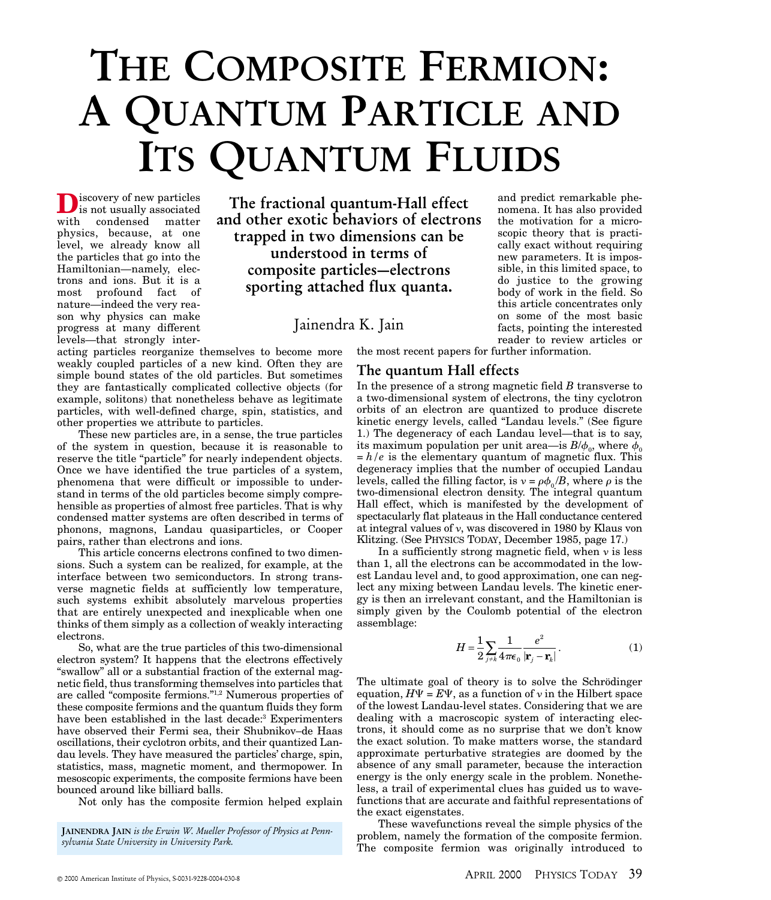# The Composite Fermion: A Quantum Particle and Its Quantum Fluids

**The fractional quantum-Hall effect and other exotic behaviors of electrons trapped in two dimensions can be understood in terms of composite particles—electrons sporting attached flux quanta.**

Jainendra K. Jain

Discovery of new particles is not usually associated with condensed matter physics, because, at one level, we already know all the particles that go into the Hamiltonian—namely, electrons and ions. But it is a most profound fact of nature—indeed the very reason why physics can make progress at many different levels—that strongly interacting particles reorganize themselves to become more weakly coupled particles of a new kind. Often they are simple bound states of the old particles. But sometimes they are fantastically complicated collective objects (for example, solitons) that nonetheless behave as legitimate particles, with well-defined charge, spin, statistics, and other properties we attribute to particles.

These new particles are, in a sense, the true particles of the system in question, because it is reasonable to reserve the title "particle" for nearly independent objects. Once we have identified the true particles of a system, phenomena that were difficult or impossible to understand in terms of the old particles become simply comprehensible as properties of almost free particles. That is why condensed matter systems are often described in terms of phonons, magnons, Landau quasiparticles, or Cooper pairs, rather than electrons and ions.

This article concerns electrons confined to two dimensions. Such a system can be realized, for example, at the interface between two semiconductors. In strong transverse magnetic fields at sufficiently low temperature, such systems exhibit absolutely marvelous properties that are entirely unexpected and inexplicable when one thinks of them simply as a collection of weakly interacting electrons.

So, what are the true particles of this two-dimensional electron system? It happens that the electrons effectively "swallow" all or a substantial fraction of the external magnetic field, thus transforming themselves into particles that are called "composite fermions."[1,2] Numerous properties of these composite fermions and the quantum fluids they form have been established in the last decade:[3] Experimenters have observed their Fermi sea, their Shubnikov–de Haas oscillations, their cyclotron orbits, and their quantized Landau levels. They have measured the particles' charge, spin, statistics, mass, magnetic moment, and thermopower. In mesoscopic experiments, the composite fermions have been bounced around like billiard balls.

Not only has the composite fermion helped explain and predict remarkable phenomena. It has also provided the motivation for a microscopic theory that is practically exact without requiring new parameters. It is impossible, in this limited space, to do justice to the growing body of work in the field. So this article concentrates only on some of the most basic facts, pointing the interested reader to review articles or the most recent papers for further information.

*JAINENDRA JAIN is the Erwin W. Mueller Professor of Physics at Pennsylvania State University in University Park.*

## The quantum Hall effects

In the presence of a strong magnetic field $B$ transverse to a two-dimensional system of electrons, the tiny cyclotron orbits of an electron are quantized to produce discrete kinetic energy levels, called "Landau levels." (See figure 1.) The degeneracy of each Landau level—that is to say, its maximum population per unit area—is $B/\phi_0$, where $\phi_0 = h/e$ is the elementary quantum of magnetic flux. This degeneracy implies that the number of occupied Landau levels, called the filling factor, is $\nu = \rho\phi_0/B$, where $\rho$ is the two-dimensional electron density. The integral quantum Hall effect, which is manifested by the development of spectacularly flat plateaus in the Hall conductance centered at integral values of $\nu$, was discovered in 1980 by Klaus von Klitzing. (See PHYSICS TODAY, December 1985, page 17.)

In a sufficiently strong magnetic field, when $\nu$ is less than 1, all the electrons can be accommodated in the lowest Landau level and, to good approximation, one can neglect any mixing between Landau levels. The kinetic energy is then an irrelevant constant, and the Hamiltonian is simply given by the Coulomb potential of the electron assemblage:

$$H = \frac{1}{2}\sum_{j \neq k} \frac{1}{4\pi\epsilon_0} \frac{e^2}{|\mathbf{r}_j - \mathbf{r}_k|}. \tag{1}$$

The ultimate goal of theory is to solve the Schrödinger equation, $H\Psi = E\Psi$, as a function of $\nu$ in the Hilbert space of the lowest Landau-level states. Considering that we are dealing with a macroscopic system of interacting electrons, it should come as no surprise that we don't know the exact solution. To make matters worse, the standard approximate perturbative strategies are doomed by the absence of any small parameter, because the interaction energy is the only energy scale in the problem. Nonetheless, a trail of experimental clues has guided us to wavefunctions that are accurate and faithful representations of the exact eigenstates.

These wavefunctions reveal the simple physics of the problem, namely the formation of the composite fermion. The composite fermion was originally introduced to

© 2000 American Institute of Physics, S-0031-9228-0004-030-8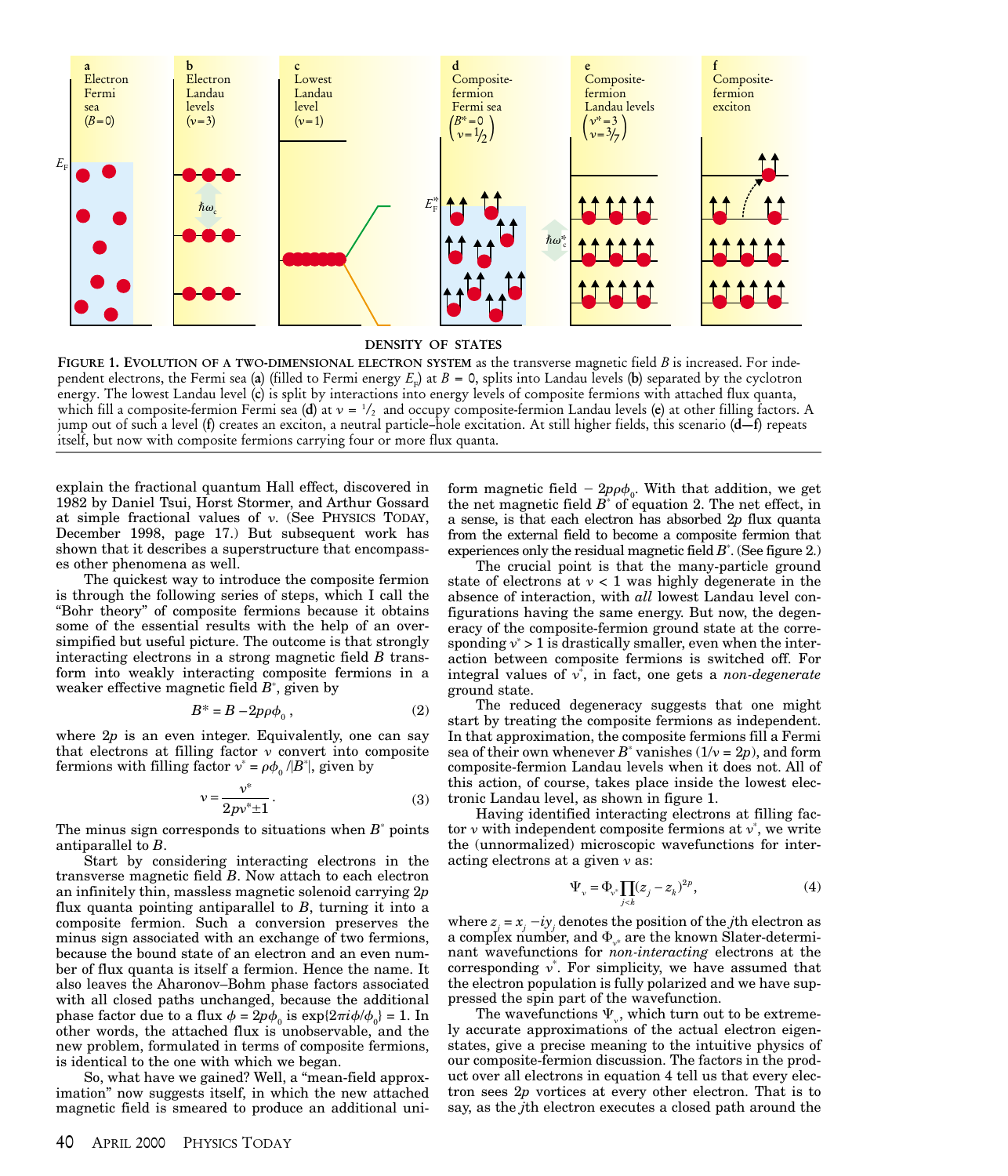**FIGURE 1. EVOLUTION OF A TWO-DIMENSIONAL ELECTRON SYSTEM** as the transverse magnetic field $B$ is increased. For independent electrons, the Fermi sea (**a**) (filled to Fermi energy $E_F$) at $B = 0$, splits into Landau levels (**b**) separated by the cyclotron energy. The lowest Landau level (**c**) is split by interactions into energy levels of composite fermions with attached flux quanta, which fill a composite-fermion Fermi sea (**d**) at $\nu = 1/2$ and occupy composite-fermion Landau levels (**e**) at other filling factors. A jump out of such a level (**f**) creates an exciton, a neutral particle–hole excitation. At still higher fields, this scenario (**d—f**) repeats itself, but now with composite fermions carrying four or more flux quanta.

explain the fractional quantum Hall effect, discovered in 1982 by Daniel Tsui, Horst Stormer, and Arthur Gossard at simple fractional values of $\nu$. (See PHYSICS TODAY, December 1998, page 17.) But subsequent work has shown that it describes a superstructure that encompasses other phenomena as well.

The quickest way to introduce the composite fermion is through the following series of steps, which I call the "Bohr theory" of composite fermions because it obtains some of the essential results with the help of an oversimplified but useful picture. The outcome is that strongly interacting electrons in a strong magnetic field $B$ transform into weakly interacting composite fermions in a weaker effective magnetic field $B^*$, given by

$$B^* = B - 2p\rho\phi_0\,, \tag{2}$$

where $2p$ is an even integer. Equivalently, one can say that electrons at filling factor $\nu$ convert into composite fermions with filling factor $\nu^* = \rho\phi_0/|B^*|$, given by

$$\nu = \frac{\nu^*}{2p\nu^* \pm 1}\,. \tag{3}$$

The minus sign corresponds to situations when $B^*$ points antiparallel to $B$.

Start by considering interacting electrons in the transverse magnetic field $B$. Now attach to each electron an infinitely thin, massless magnetic solenoid carrying $2p$ flux quanta pointing antiparallel to $B$, turning it into a composite fermion. Such a conversion preserves the minus sign associated with an exchange of two fermions, because the bound state of an electron and an even number of flux quanta is itself a fermion. Hence the name. It also leaves the Aharonov–Bohm phase factors associated with all closed paths unchanged, because the additional phase factor due to a flux $\phi = 2p\phi_0$ is $\exp\{2\pi i\phi/\phi_0\} = 1$. In other words, the attached flux is unobservable, and the new problem, formulated in terms of composite fermions, is identical to the one with which we began.

So, what have we gained? Well, a "mean-field approximation" now suggests itself, in which the new attached magnetic field is smeared to produce an additional uniform magnetic field $-2p\rho\phi_0$. With that addition, we get the net magnetic field $B^*$ of equation 2. The net effect, in a sense, is that each electron has absorbed $2p$ flux quanta from the external field to become a composite fermion that experiences only the residual magnetic field $B^*$. (See figure 2.)

The crucial point is that the many-particle ground state of electrons at $\nu < 1$ was highly degenerate in the absence of interaction, with *all* lowest Landau level configurations having the same energy. But now, the degeneracy of the composite-fermion ground state at the corresponding $\nu^* > 1$ is drastically smaller, even when the interaction between composite fermions is switched off. For integral values of $\nu^*$, in fact, one gets a *non-degenerate* ground state.

The reduced degeneracy suggests that one might start by treating the composite fermions as independent. In that approximation, the composite fermions fill a Fermi sea of their own whenever $B^*$ vanishes ($1/\nu = 2p$), and form composite-fermion Landau levels when it does not. All of this action, of course, takes place inside the lowest electronic Landau level, as shown in figure 1.

Having identified interacting electrons at filling factor $\nu$ with independent composite fermions at $\nu^*$, we write the (unnormalized) microscopic wavefunctions for interacting electrons at a given $\nu$ as:

$$\Psi_\nu = \Phi_{\nu^*} \prod_{j<k} (z_j - z_k)^{2p}, \tag{4}$$

where $z_j = x_j - iy_j$ denotes the position of the $j$th electron as a complex number, and $\Phi_{\nu^*}$ are the known Slater-determinant wavefunctions for *non-interacting* electrons at the corresponding $\nu^*$. For simplicity, we have assumed that the electron population is fully polarized and we have suppressed the spin part of the wavefunction.

The wavefunctions $\Psi_\nu$, which turn out to be extremely accurate approximations of the actual electron eigenstates, give a precise meaning to the intuitive physics of our composite-fermion discussion. The factors in the product over all electrons in equation 4 tell us that every electron sees $2p$ vortices at every other electron. That is to say, as the $j$th electron executes a closed path around the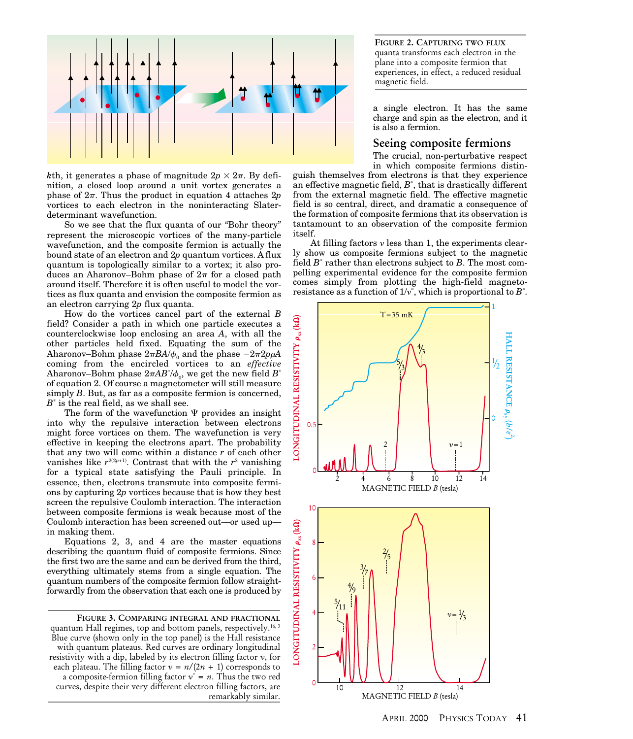*k*th, it generates a phase of magnitude $2p \times 2\pi$. By definition, a closed loop around a unit vortex generates a phase of $2\pi$. Thus the product in equation 4 attaches $2p$ vortices to each electron in the noninteracting Slater-determinant wavefunction.

So we see that the flux quanta of our "Bohr theory" represent the microscopic vortices of the many-particle wavefunction, and the composite fermion is actually the bound state of an electron and $2p$ quantum vortices. A flux quantum is topologically similar to a vortex; it also produces an Aharonov–Bohm phase of $2\pi$ for a closed path around itself. Therefore it is often useful to model the vortices as flux quanta and envision the composite fermion as an electron carrying $2p$ flux quanta.

How do the vortices cancel part of the external $B$ field? Consider a path in which one particle executes a counterclockwise loop enclosing an area $A$, with all the other particles held fixed. Equating the sum of the Aharonov–Bohm phase $2\pi BA/\phi_0$ and the phase $-2\pi 2p\rho A$ coming from the encircled vortices to an *effective* Aharonov–Bohm phase $2\pi AB^*/\phi_0$, we get the new field $B^*$ of equation 2. Of course a magnetometer will still measure simply $B$. But, as far as a composite fermion is concerned, $B^*$ is the real field, as we shall see.

The form of the wavefunction $\Psi$ provides an insight into why the repulsive interaction between electrons might force vortices on them. The wavefunction is very effective in keeping the electrons apart. The probability that any two will come within a distance $r$ of each other vanishes like $r^{2(2p+1)}$. Contrast that with the $r^2$ vanishing for a typical state satisfying the Pauli principle. In essence, then, electrons transmute into composite fermions by capturing $2p$ vortices because that is how they best screen the repulsive Coulomb interaction. The interaction between composite fermions is weak because most of the Coulomb interaction has been screened out—or used up—in making them.

Equations 2, 3, and 4 are the master equations describing the quantum fluid of composite fermions. Since the first two are the same and can be derived from the third, everything ultimately stems from a single equation. The quantum numbers of the composite fermion follow straightforwardly from the observation that each one is produced by a single electron. It has the same charge and spin as the electron, and it is also a fermion.

**FIGURE 2. CAPTURING TWO FLUX** quanta transforms each electron in the plane into a composite fermion that experiences, in effect, a reduced residual magnetic field.

## Seeing composite fermions

The crucial, non-perturbative respect in which composite fermions distinguish themselves from electrons is that they experience an effective magnetic field, $B^*$, that is drastically different from the external magnetic field. The effective magnetic field is so central, direct, and dramatic a consequence of the formation of composite fermions that its observation is tantamount to an observation of the composite fermion itself.

At filling factors $\nu$ less than 1, the experiments clearly show us composite fermions subject to the magnetic field $B^*$ rather than electrons subject to $B$. The most compelling experimental evidence for the composite fermion comes simply from plotting the high-field magnetoresistance as a function of $1/\nu^*$, which is proportional to $B^*$.

**FIGURE 3. COMPARING INTEGRAL AND FRACTIONAL** quantum Hall regimes, top and bottom panels, respectively.[16, 3] Blue curve (shown only in the top panel) is the Hall resistance with quantum plateaus. Red curves are ordinary longitudinal resistivity with a dip, labeled by its electron filling factor $\nu$, for each plateau. The filling factor $\nu = n/(2n + 1)$ corresponds to a composite-fermion filling factor $\nu^* = n$. Thus the two red curves, despite their very different electron filling factors, are remarkably similar.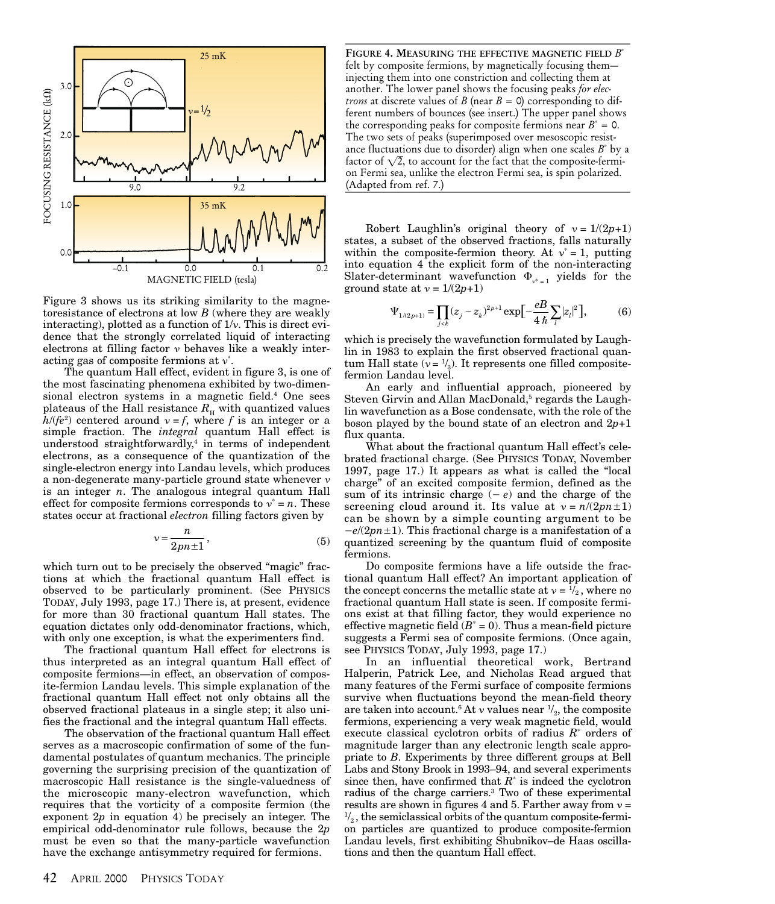**FIGURE 4. MEASURING THE EFFECTIVE MAGNETIC FIELD $B^*$** felt by composite fermions, by magnetically focusing them—injecting them into one constriction and collecting them at another. The lower panel shows the focusing peaks *for electrons* at discrete values of $B$ (near $B = 0$) corresponding to different numbers of bounces (see insert.) The upper panel shows the corresponding peaks for composite fermions near $B^* = 0$. The two sets of peaks (superimposed over mesoscopic resistance fluctuations due to disorder) align when one scales $B^*$ by a factor of $\sqrt{2}$, to account for the fact that the composite-fermion Fermi sea, unlike the electron Fermi sea, is spin polarized. (Adapted from ref. 7.)

Figure 3 shows us its striking similarity to the magnetoresistance of electrons at low $B$ (where they are weakly interacting), plotted as a function of $1/\nu$. This is direct evidence that the strongly correlated liquid of interacting electrons at filling factor $\nu$ behaves like a weakly interacting gas of composite fermions at $\nu^*$.

The quantum Hall effect, evident in figure 3, is one of the most fascinating phenomena exhibited by two-dimensional electron systems in a magnetic field.[4] One sees plateaus of the Hall resistance $R_H$ with quantized values $h/(fe^2)$ centered around $\nu = f$, where $f$ is an integer or a simple fraction. The *integral* quantum Hall effect is understood straightforwardly,[4] in terms of independent electrons, as a consequence of the quantization of the single-electron energy into Landau levels, which produces a non-degenerate many-particle ground state whenever $\nu$ is an integer $n$. The analogous integral quantum Hall effect for composite fermions corresponds to $\nu^* = n$. These states occur at fractional *electron* filling factors given by

$$\nu = \frac{n}{2pn \pm 1}, \tag{5}$$

which turn out to be precisely the observed "magic" fractions at which the fractional quantum Hall effect is observed to be particularly prominent. (See PHYSICS TODAY, July 1993, page 17.) There is, at present, evidence for more than 30 fractional quantum Hall states. The equation dictates only odd-denominator fractions, which, with only one exception, is what the experimenters find.

The fractional quantum Hall effect for electrons is thus interpreted as an integral quantum Hall effect of composite fermions—in effect, an observation of composite-fermion Landau levels. This simple explanation of the fractional quantum Hall effect not only obtains all the observed fractional plateaus in a single step; it also unifies the fractional and the integral quantum Hall effects.

The observation of the fractional quantum Hall effect serves as a macroscopic confirmation of some of the fundamental postulates of quantum mechanics. The principle governing the surprising precision of the quantization of macroscopic Hall resistance is the single-valuedness of the microscopic many-electron wavefunction, which requires that the vorticity of a composite fermion (the exponent $2p$ in equation 4) be precisely an integer. The empirical odd-denominator rule follows, because the $2p$ must be even so that the many-particle wavefunction have the exchange antisymmetry required for fermions.

Robert Laughlin's original theory of $\nu = 1/(2p+1)$ states, a subset of the observed fractions, falls naturally within the composite-fermion theory. At $\nu^* = 1$, putting into equation 4 the explicit form of the non-interacting Slater-determinant wavefunction $\Phi_{\nu^*=1}$ yields for the ground state at $\nu = 1/(2p+1)$

$$\Psi_{1/(2p+1)} = \prod_{j<k}(z_j - z_k)^{2p+1} \exp\Big[-\frac{eB}{4\hbar}\sum_l |z_l|^2\Big], \tag{6}$$

which is precisely the wavefunction formulated by Laughlin in 1983 to explain the first observed fractional quantum Hall state ($\nu = 1/3$). It represents one filled composite-fermion Landau level.

An early and influential approach, pioneered by Steven Girvin and Allan MacDonald,[5] regards the Laughlin wavefunction as a Bose condensate, with the role of the boson played by the bound state of an electron and $2p+1$ flux quanta.

What about the fractional quantum Hall effect's celebrated fractional charge. (See PHYSICS TODAY, November 1997, page 17.) It appears as what is called the "local charge" of an excited composite fermion, defined as the sum of its intrinsic charge ($-e$) and the charge of the screening cloud around it. Its value at $\nu = n/(2pn \pm 1)$ can be shown by a simple counting argument to be $-e/(2pn \pm 1)$. This fractional charge is a manifestation of a quantized screening by the quantum fluid of composite fermions.

Do composite fermions have a life outside the fractional quantum Hall effect? An important application of the concept concerns the metallic state at $\nu = 1/2$, where no fractional quantum Hall state is seen. If composite fermions exist at that filling factor, they would experience no effective magnetic field ($B^* = 0$). Thus a mean-field picture suggests a Fermi sea of composite fermions. (Once again, see PHYSICS TODAY, July 1993, page 17.)

In an influential theoretical work, Bertrand Halperin, Patrick Lee, and Nicholas Read argued that many features of the Fermi surface of composite fermions survive when fluctuations beyond the mean-field theory are taken into account.[6] At $\nu$ values near $1/2$, the composite fermions, experiencing a very weak magnetic field, would execute classical cyclotron orbits of radius $R^*$ orders of magnitude larger than any electronic length scale appropriate to $B$. Experiments by three different groups at Bell Labs and Stony Brook in 1993–94, and several experiments since then, have confirmed that $R^*$ is indeed the cyclotron radius of the charge carriers.[3] Two of these experimental results are shown in figures 4 and 5. Farther away from $\nu = 1/2$, the semiclassical orbits of the quantum composite-fermion particles are quantized to produce composite-fermion Landau levels, first exhibiting Shubnikov–de Haas oscillations and then the quantum Hall effect.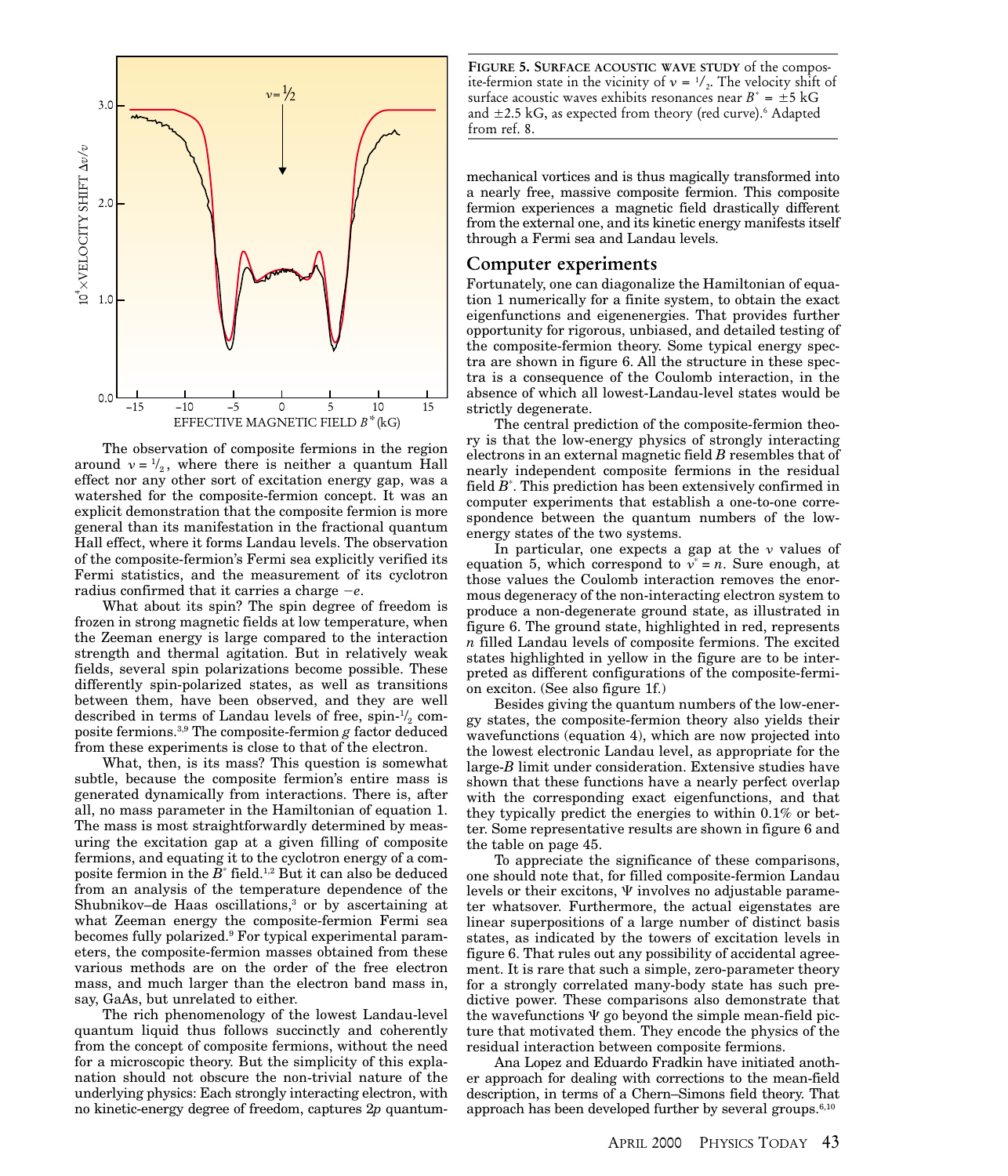$\nu = ½$

3.0

2.0

1.0

0.0

$10^4$×VELOCITY SHIFT $\Delta v/v$

−15 −10 −5 0 5 10 15

EFFECTIVE MAGNETIC FIELD $B^*$ (kG)

**FIGURE 5. SURFACE ACOUSTIC WAVE STUDY** of the composite-fermion state in the vicinity of $\nu = 1/2$. The velocity shift of surface acoustic waves exhibits resonances near $B^* = \pm5$ kG and ±2.5 kG, as expected from theory (red curve).[6] Adapted from ref. 8.

The observation of composite fermions in the region around $\nu = 1/2$, where there is neither a quantum Hall effect nor any other sort of excitation energy gap, was a watershed for the composite-fermion concept. It was an explicit demonstration that the composite fermion is more general than its manifestation in the fractional quantum Hall effect, where it forms Landau levels. The observation of the composite-fermion's Fermi sea explicitly verified its Fermi statistics, and the measurement of its cyclotron radius confirmed that it carries a charge $-e$.

What about its spin? The spin degree of freedom is frozen in strong magnetic fields at low temperature, when the Zeeman energy is large compared to the interaction strength and thermal agitation. But in relatively weak fields, several spin polarizations become possible. These differently spin-polarized states, as well as transitions between them, have been observed, and they are well described in terms of Landau levels of free, spin-$1/2$ composite fermions.[3,9] The composite-fermion $g$ factor deduced from these experiments is close to that of the electron.

What, then, is its mass? This question is somewhat subtle, because the composite fermion's entire mass is generated dynamically from interactions. There is, after all, no mass parameter in the Hamiltonian of equation 1. The mass is most straightforwardly determined by measuring the excitation gap at a given filling of composite fermions, and equating it to the cyclotron energy of a composite fermion in the $B^*$ field.[1,2] But it can also be deduced from an analysis of the temperature dependence of the Shubnikov–de Haas oscillations,[3] or by ascertaining at what Zeeman energy the composite-fermion Fermi sea becomes fully polarized.[9] For typical experimental parameters, the composite-fermion masses obtained from these various methods are on the order of the free electron mass, and much larger than the electron band mass in, say, GaAs, but unrelated to either.

The rich phenomenology of the lowest Landau-level quantum liquid thus follows succinctly and coherently from the concept of composite fermions, without the need for a microscopic theory. But the simplicity of this explanation should not obscure the non-trivial nature of the underlying physics: Each strongly interacting electron, with no kinetic-energy degree of freedom, captures $2p$ quantum-mechanical vortices and is thus magically transformed into a nearly free, massive composite fermion. This composite fermion experiences a magnetic field drastically different from the external one, and its kinetic energy manifests itself through a Fermi sea and Landau levels.

## Computer experiments

Fortunately, one can diagonalize the Hamiltonian of equation 1 numerically for a finite system, to obtain the exact eigenfunctions and eigenenergies. That provides further opportunity for rigorous, unbiased, and detailed testing of the composite-fermion theory. Some typical energy spectra are shown in figure 6. All the structure in these spectra is a consequence of the Coulomb interaction, in the absence of which all lowest-Landau-level states would be strictly degenerate.

The central prediction of the composite-fermion theory is that the low-energy physics of strongly interacting electrons in an external magnetic field $B$ resembles that of nearly independent composite fermions in the residual field $B^*$. This prediction has been extensively confirmed in computer experiments that establish a one-to-one correspondence between the quantum numbers of the low-energy states of the two systems.

In particular, one expects a gap at the $\nu$ values of equation 5, which correspond to $\nu^* = n$. Sure enough, at those values the Coulomb interaction removes the enormous degeneracy of the non-interacting electron system to produce a non-degenerate ground state, as illustrated in figure 6. The ground state, highlighted in red, represents $n$ filled Landau levels of composite fermions. The excited states highlighted in yellow in the figure are to be interpreted as different configurations of the composite-fermion exciton. (See also figure 1f.)

Besides giving the quantum numbers of the low-energy states, the composite-fermion theory also yields their wavefunctions (equation 4), which are now projected into the lowest electronic Landau level, as appropriate for the large-$B$ limit under consideration. Extensive studies have shown that these functions have a nearly perfect overlap with the corresponding exact eigenfunctions, and that they typically predict the energies to within 0.1% or better. Some representative results are shown in figure 6 and the table on page 45.

To appreciate the significance of these comparisons, one should note that, for filled composite-fermion Landau levels or their excitons, $\Psi$ involves no adjustable parameter whatsoever. Furthermore, the actual eigenstates are linear superpositions of a large number of distinct basis states, as indicated by the towers of excitation levels in figure 6. That rules out any possibility of accidental agreement. It is rare that such a simple, zero-parameter theory for a strongly correlated many-body state has such predictive power. These comparisons also demonstrate that the wavefunctions $\Psi$ go beyond the simple mean-field picture that motivated them. They encode the physics of the residual interaction between composite fermions.

Ana Lopez and Eduardo Fradkin have initiated another approach for dealing with corrections to the mean-field description, in terms of a Chern–Simons field theory. That approach has been developed further by several groups.[6,10]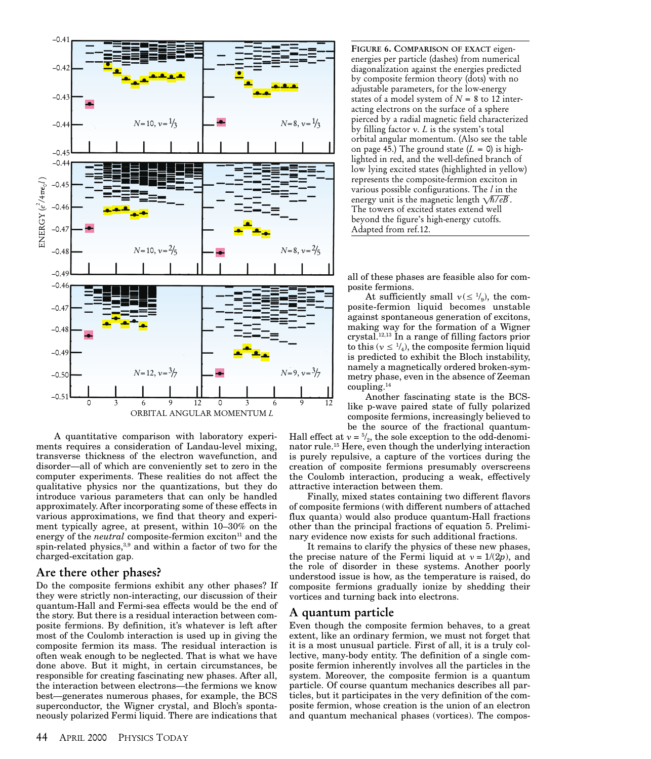**FIGURE 6. COMPARISON OF EXACT** eigenenergies per particle (dashes) from numerical diagonalization against the energies predicted by composite fermion theory (dots) with no adjustable parameters, for the low-energy states of a model system of $N$ = 8 to 12 interacting electrons on the surface of a sphere pierced by a radial magnetic field characterized by filling factor $\nu$. $L$ is the system's total orbital angular momentum. (Also see the table on page 45.) The ground state ($L$ = 0) is highlighted in red, and the well-defined branch of low lying excited states (highlighted in yellow) represents the composite-fermion exciton in various possible configurations. The $l$ in the energy unit is the magnetic length $\sqrt{\hbar/eB}$. The towers of excited states extend well beyond the figure's high-energy cutoffs. Adapted from ref.12.

A quantitative comparison with laboratory experiments requires a consideration of Landau-level mixing, transverse thickness of the electron wavefunction, and disorder—all of which are conveniently set to zero in the computer experiments. These realities do not affect the qualitative physics nor the quantizations, but they do introduce various parameters that can only be handled approximately. After incorporating some of these effects in various approximations, we find that theory and experiment typically agree, at present, within 10–30% on the energy of the *neutral* composite-fermion exciton[11] and the spin-related physics,[3,9] and within a factor of two for the charged-excitation gap.

## Are there other phases?

Do the composite fermions exhibit any other phases? If they were strictly non-interacting, our discussion of their quantum-Hall and Fermi-sea effects would be the end of the story. But there is a residual interaction between composite fermions. By definition, it's whatever is left after most of the Coulomb interaction is used up in giving the composite fermion its mass. The residual interaction is often weak enough to be neglected. That is what we have done above. But it might, in certain circumstances, be responsible for creating fascinating new phases. After all, the interaction between electrons—the fermions we know best—generates numerous phases, for example, the BCS superconductor, the Wigner crystal, and Bloch's spontaneously polarized Fermi liquid. There are indications that all of these phases are feasible also for composite fermions.

At sufficiently small $\nu(\leq 1/9)$, the composite-fermion liquid becomes unstable against spontaneous generation of excitons, making way for the formation of a Wigner crystal.[12,13] In a range of filling factors prior to this ($\nu \leq 1/4$), the composite fermion liquid is predicted to exhibit the Bloch instability, namely a magnetically ordered broken-symmetry phase, even in the absence of Zeeman coupling.[14]

Another fascinating state is the BCS-like p-wave paired state of fully polarized composite fermions, increasingly believed to be the source of the fractional quantum-Hall effect at $\nu = 5/2$, the sole exception to the odd-denominator rule.[15] Here, even though the underlying interaction is purely repulsive, a capture of the vortices during the creation of composite fermions presumably overscreens the Coulomb interaction, producing a weak, effectively attractive interaction between them.

Finally, mixed states containing two different flavors of composite fermions (with different numbers of attached flux quanta) would also produce quantum-Hall fractions other than the principal fractions of equation 5. Preliminary evidence now exists for such additional fractions.

It remains to clarify the physics of these new phases, the precise nature of the Fermi liquid at $\nu = 1/(2p)$, and the role of disorder in these systems. Another poorly understood issue is how, as the temperature is raised, do composite fermions gradually ionize by shedding their vortices and turning back into electrons.

## A quantum particle

Even though the composite fermion behaves, to a great extent, like an ordinary fermion, we must not forget that it is a most unusual particle. First of all, it is a truly collective, many-body entity. The definition of a single composite fermion inherently involves all the particles in the system. Moreover, the composite fermion is a quantum particle. Of course quantum mechanics describes all particles, but it participates in the very definition of the composite fermion, whose creation is the union of an electron and quantum mechanical phases (vortices). The compos-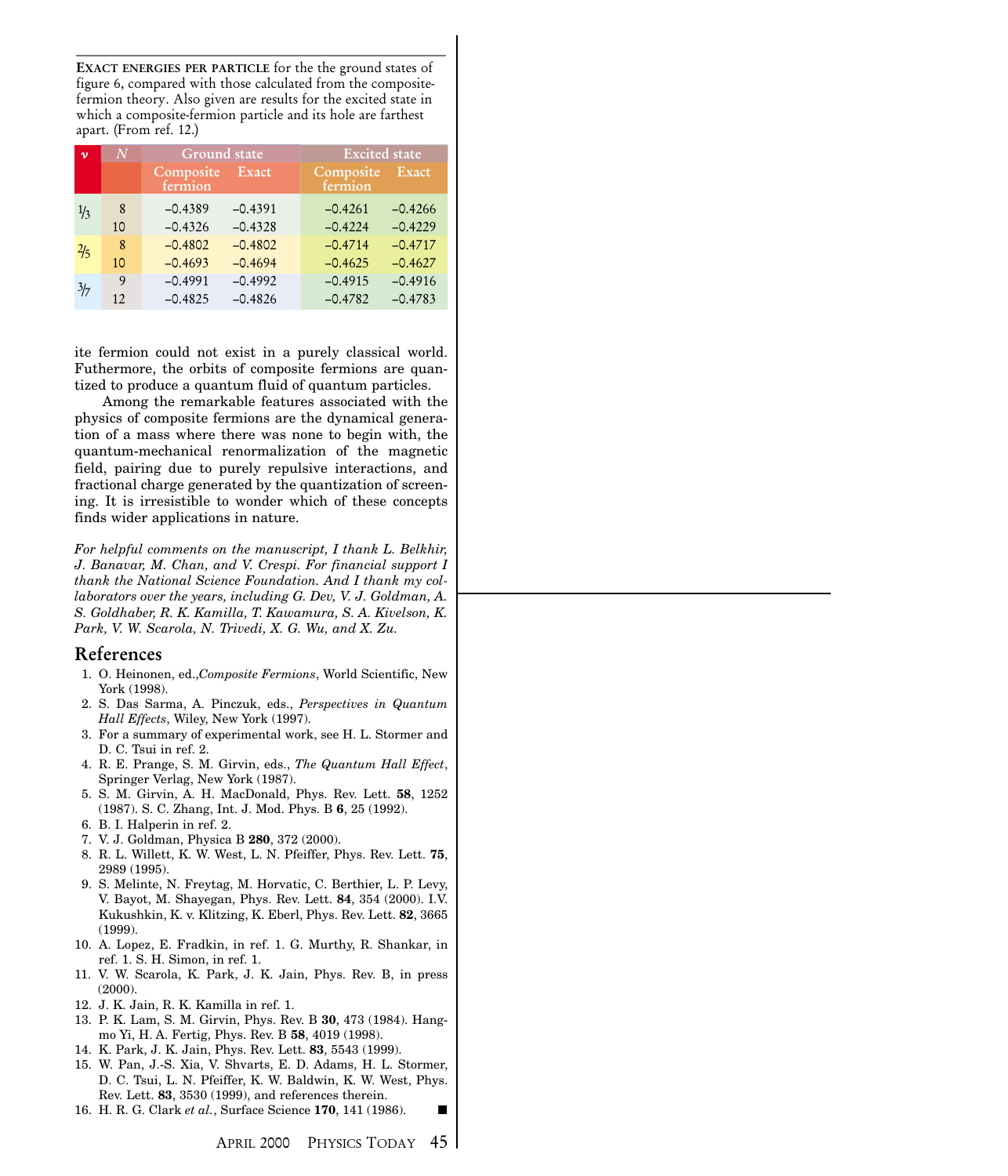**Exact energies per particle** for the the ground states of figure 6, compared with those calculated from the composite-fermion theory. Also given are results for the excited state in which a composite-fermion particle and its hole are farthest apart. (From ref. 12.)

| $\nu$ | $N$ | Ground state | | Excited state | |
|---|---|---|---|---|---|
| | | Composite fermion | Exact | Composite fermion | Exact |
| 1/3 | 8 | −0.4389 | −0.4391 | −0.4261 | −0.4266 |
| | 10 | −0.4326 | −0.4328 | −0.4224 | −0.4229 |
| 2/5 | 8 | −0.4802 | −0.4802 | −0.4714 | −0.4717 |
| | 10 | −0.4693 | −0.4694 | −0.4625 | −0.4627 |
| 3/7 | 9 | −0.4991 | −0.4992 | −0.4915 | −0.4916 |
| | 12 | −0.4825 | −0.4826 | −0.4782 | −0.4783 |

ite fermion could not exist in a purely classical world. Futhermore, the orbits of composite fermions are quantized to produce a quantum fluid of quantum particles.

Among the remarkable features associated with the physics of composite fermions are the dynamical generation of a mass where there was none to begin with, the quantum-mechanical renormalization of the magnetic field, pairing due to purely repulsive interactions, and fractional charge generated by the quantization of screening. It is irresistible to wonder which of these concepts finds wider applications in nature.

*For helpful comments on the manuscript, I thank L. Belkhir, J. Banavar, M. Chan, and V. Crespi. For financial support I thank the National Science Foundation. And I thank my collaborators over the years, including G. Dev, V. J. Goldman, A. S. Goldhaber, R. K. Kamilla, T. Kawamura, S. A. Kivelson, K. Park, V. W. Scarola, N. Trivedi, X. G. Wu, and X. Zu.*

## References

1. O. Heinonen, ed.,*Composite Fermions*, World Scientific, New York (1998).
2. S. Das Sarma, A. Pinczuk, eds., *Perspectives in Quantum Hall Effects*, Wiley, New York (1997).
3. For a summary of experimental work, see H. L. Stormer and D. C. Tsui in ref. 2.
4. R. E. Prange, S. M. Girvin, eds., *The Quantum Hall Effect*, Springer Verlag, New York (1987).
5. S. M. Girvin, A. H. MacDonald, Phys. Rev. Lett. **58**, 1252 (1987). S. C. Zhang, Int. J. Mod. Phys. B **6**, 25 (1992).
6. B. I. Halperin in ref. 2.
7. V. J. Goldman, Physica B **280**, 372 (2000).
8. R. L. Willett, K. W. West, L. N. Pfeiffer, Phys. Rev. Lett. **75**, 2989 (1995).
9. S. Melinte, N. Freytag, M. Horvatic, C. Berthier, L. P. Levy, V. Bayot, M. Shayegan, Phys. Rev. Lett. **84**, 354 (2000). I.V. Kukushkin, K. v. Klitzing, K. Eberl, Phys. Rev. Lett. **82**, 3665 (1999).
10. A. Lopez, E. Fradkin, in ref. 1. G. Murthy, R. Shankar, in ref. 1. S. H. Simon, in ref. 1.
11. V. W. Scarola, K. Park, J. K. Jain, Phys. Rev. B, in press (2000).
12. J. K. Jain, R. K. Kamilla in ref. 1.
13. P. K. Lam, S. M. Girvin, Phys. Rev. B **30**, 473 (1984). Hangmo Yi, H. A. Fertig, Phys. Rev. B **58**, 4019 (1998).
14. K. Park, J. K. Jain, Phys. Rev. Lett. **83**, 5543 (1999).
15. W. Pan, J.-S. Xia, V. Shvarts, E. D. Adams, H. L. Stormer, D. C. Tsui, L. N. Pfeiffer, K. W. Baldwin, K. W. West, Phys. Rev. Lett. **83**, 3530 (1999), and references therein.
16. H. R. G. Clark *et al.*, Surface Science **170**, 141 (1986). ■